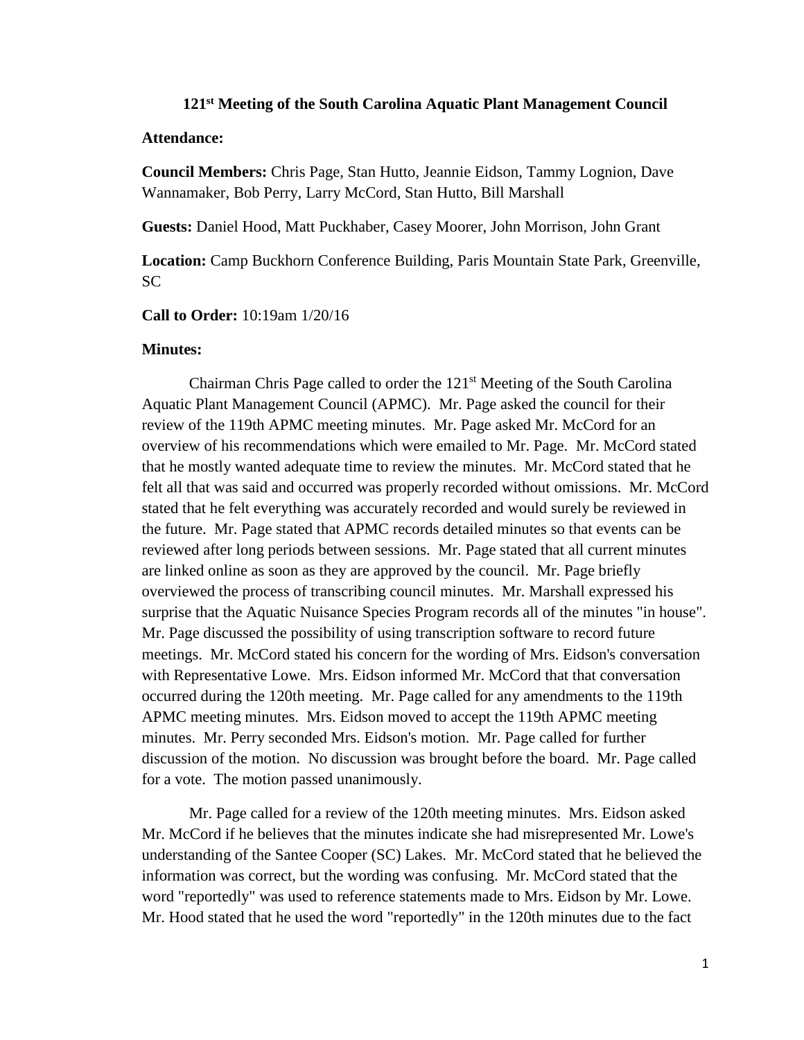## 121st Meeting of the South Carolina Aquatic Plant Management Council

**Attendance:**

**Council Members:** Chris Page, Stan Hutto, Jeannie Eidson, Tammy Lognion, Dave Wannamaker, Bob Perry, Larry McCord, Stan Hutto, Bill Marshall

**Guests:** Daniel Hood, Matt Puckhaber, Casey Moorer, John Morrison, John Grant

**Location:** Camp Buckhorn Conference Building, Paris Mountain State Park, Greenville, SC

**Call to Order:** 10:19am 1/20/16

**Minutes:**

Chairman Chris Page called to order the 121st Meeting of the South Carolina Aquatic Plant Management Council (APMC). Mr. Page asked the council for their review of the 119th APMC meeting minutes. Mr. Page asked Mr. McCord for an overview of his recommendations which were emailed to Mr. Page. Mr. McCord stated that he mostly wanted adequate time to review the minutes. Mr. McCord stated that he felt all that was said and occurred was properly recorded without omissions. Mr. McCord stated that he felt everything was accurately recorded and would surely be reviewed in the future. Mr. Page stated that APMC records detailed minutes so that events can be reviewed after long periods between sessions. Mr. Page stated that all current minutes are linked online as soon as they are approved by the council. Mr. Page briefly overviewed the process of transcribing council minutes. Mr. Marshall expressed his surprise that the Aquatic Nuisance Species Program records all of the minutes "in house". Mr. Page discussed the possibility of using transcription software to record future meetings. Mr. McCord stated his concern for the wording of Mrs. Eidson's conversation with Representative Lowe. Mrs. Eidson informed Mr. McCord that that conversation occurred during the 120th meeting. Mr. Page called for any amendments to the 119th APMC meeting minutes. Mrs. Eidson moved to accept the 119th APMC meeting minutes. Mr. Perry seconded Mrs. Eidson's motion. Mr. Page called for further discussion of the motion. No discussion was brought before the board. Mr. Page called for a vote. The motion passed unanimously.

Mr. Page called for a review of the 120th meeting minutes. Mrs. Eidson asked Mr. McCord if he believes that the minutes indicate she had misrepresented Mr. Lowe's understanding of the Santee Cooper (SC) Lakes. Mr. McCord stated that he believed the information was correct, but the wording was confusing. Mr. McCord stated that the word "reportedly" was used to reference statements made to Mrs. Eidson by Mr. Lowe. Mr. Hood stated that he used the word "reportedly" in the 120th minutes due to the fact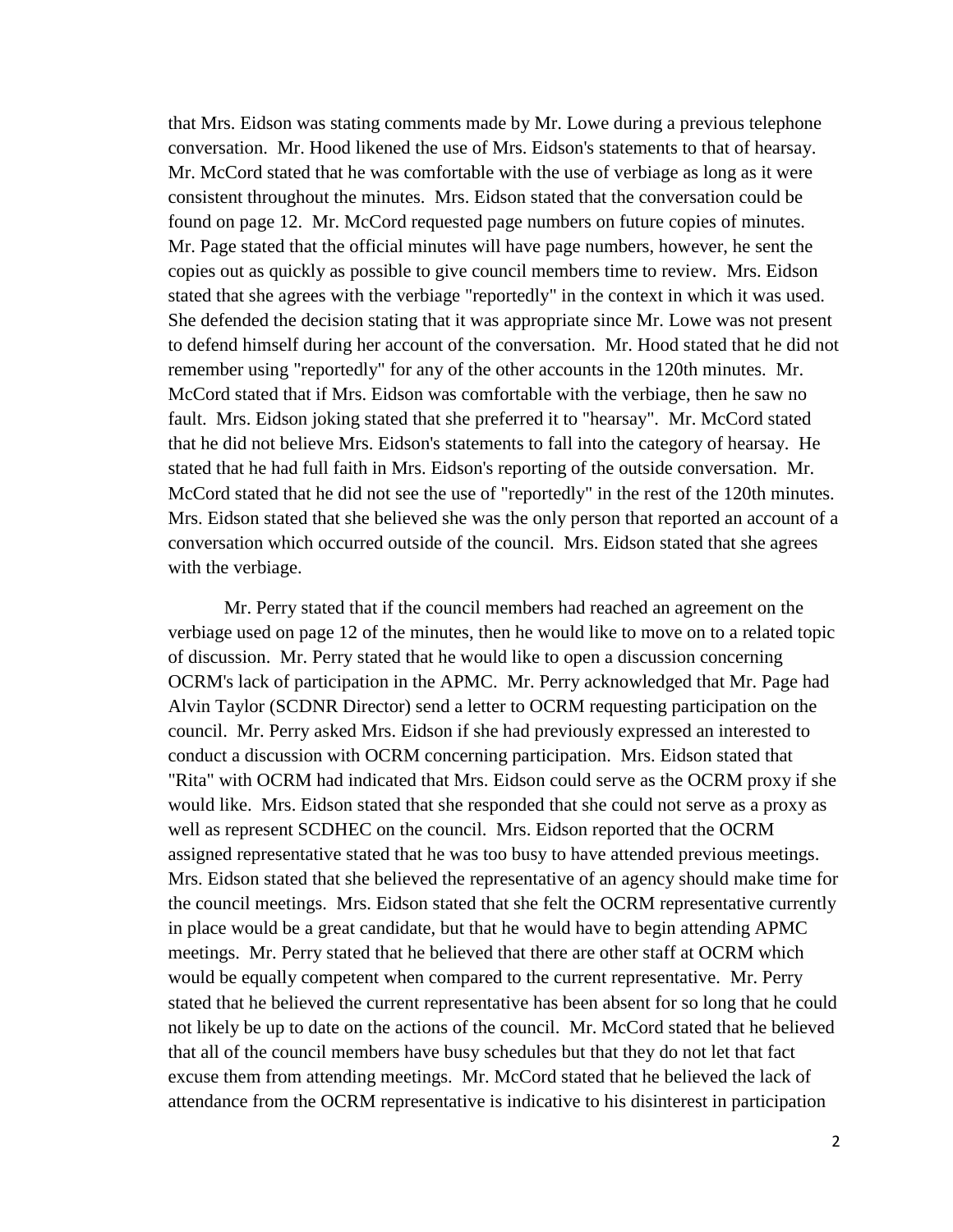that Mrs. Eidson was stating comments made by Mr. Lowe during a previous telephone conversation. Mr. Hood likened the use of Mrs. Eidson's statements to that of hearsay. Mr. McCord stated that he was comfortable with the use of verbiage as long as it were consistent throughout the minutes. Mrs. Eidson stated that the conversation could be found on page 12. Mr. McCord requested page numbers on future copies of minutes. Mr. Page stated that the official minutes will have page numbers, however, he sent the copies out as quickly as possible to give council members time to review. Mrs. Eidson stated that she agrees with the verbiage "reportedly" in the context in which it was used. She defended the decision stating that it was appropriate since Mr. Lowe was not present to defend himself during her account of the conversation. Mr. Hood stated that he did not remember using "reportedly" for any of the other accounts in the 120th minutes. Mr. McCord stated that if Mrs. Eidson was comfortable with the verbiage, then he saw no fault. Mrs. Eidson joking stated that she preferred it to "hearsay". Mr. McCord stated that he did not believe Mrs. Eidson's statements to fall into the category of hearsay. He stated that he had full faith in Mrs. Eidson's reporting of the outside conversation. Mr. McCord stated that he did not see the use of "reportedly" in the rest of the 120th minutes. Mrs. Eidson stated that she believed she was the only person that reported an account of a conversation which occurred outside of the council. Mrs. Eidson stated that she agrees with the verbiage.

Mr. Perry stated that if the council members had reached an agreement on the verbiage used on page 12 of the minutes, then he would like to move on to a related topic of discussion. Mr. Perry stated that he would like to open a discussion concerning OCRM's lack of participation in the APMC. Mr. Perry acknowledged that Mr. Page had Alvin Taylor (SCDNR Director) send a letter to OCRM requesting participation on the council. Mr. Perry asked Mrs. Eidson if she had previously expressed an interested to conduct a discussion with OCRM concerning participation. Mrs. Eidson stated that "Rita" with OCRM had indicated that Mrs. Eidson could serve as the OCRM proxy if she would like. Mrs. Eidson stated that she responded that she could not serve as a proxy as well as represent SCDHEC on the council. Mrs. Eidson reported that the OCRM assigned representative stated that he was too busy to have attended previous meetings. Mrs. Eidson stated that she believed the representative of an agency should make time for the council meetings. Mrs. Eidson stated that she felt the OCRM representative currently in place would be a great candidate, but that he would have to begin attending APMC meetings. Mr. Perry stated that he believed that there are other staff at OCRM which would be equally competent when compared to the current representative. Mr. Perry stated that he believed the current representative has been absent for so long that he could not likely be up to date on the actions of the council. Mr. McCord stated that he believed that all of the council members have busy schedules but that they do not let that fact excuse them from attending meetings. Mr. McCord stated that he believed the lack of attendance from the OCRM representative is indicative to his disinterest in participation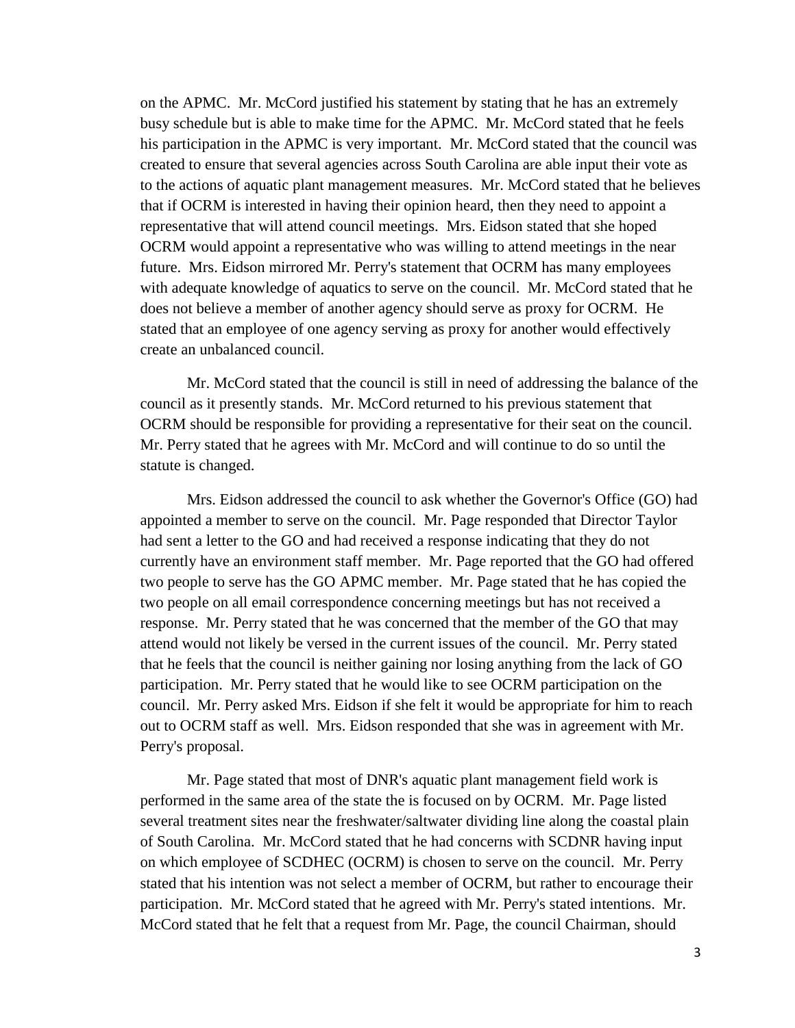on the APMC. Mr. McCord justified his statement by stating that he has an extremely busy schedule but is able to make time for the APMC. Mr. McCord stated that he feels his participation in the APMC is very important. Mr. McCord stated that the council was created to ensure that several agencies across South Carolina are able input their vote as to the actions of aquatic plant management measures. Mr. McCord stated that he believes that if OCRM is interested in having their opinion heard, then they need to appoint a representative that will attend council meetings. Mrs. Eidson stated that she hoped OCRM would appoint a representative who was willing to attend meetings in the near future. Mrs. Eidson mirrored Mr. Perry's statement that OCRM has many employees with adequate knowledge of aquatics to serve on the council. Mr. McCord stated that he does not believe a member of another agency should serve as proxy for OCRM. He stated that an employee of one agency serving as proxy for another would effectively create an unbalanced council.

Mr. McCord stated that the council is still in need of addressing the balance of the council as it presently stands. Mr. McCord returned to his previous statement that OCRM should be responsible for providing a representative for their seat on the council. Mr. Perry stated that he agrees with Mr. McCord and will continue to do so until the statute is changed.

Mrs. Eidson addressed the council to ask whether the Governor's Office (GO) had appointed a member to serve on the council. Mr. Page responded that Director Taylor had sent a letter to the GO and had received a response indicating that they do not currently have an environment staff member. Mr. Page reported that the GO had offered two people to serve has the GO APMC member. Mr. Page stated that he has copied the two people on all email correspondence concerning meetings but has not received a response. Mr. Perry stated that he was concerned that the member of the GO that may attend would not likely be versed in the current issues of the council. Mr. Perry stated that he feels that the council is neither gaining nor losing anything from the lack of GO participation. Mr. Perry stated that he would like to see OCRM participation on the council. Mr. Perry asked Mrs. Eidson if she felt it would be appropriate for him to reach out to OCRM staff as well. Mrs. Eidson responded that she was in agreement with Mr. Perry's proposal.

Mr. Page stated that most of DNR's aquatic plant management field work is performed in the same area of the state the is focused on by OCRM. Mr. Page listed several treatment sites near the freshwater/saltwater dividing line along the coastal plain of South Carolina. Mr. McCord stated that he had concerns with SCDNR having input on which employee of SCDHEC (OCRM) is chosen to serve on the council. Mr. Perry stated that his intention was not select a member of OCRM, but rather to encourage their participation. Mr. McCord stated that he agreed with Mr. Perry's stated intentions. Mr. McCord stated that he felt that a request from Mr. Page, the council Chairman, should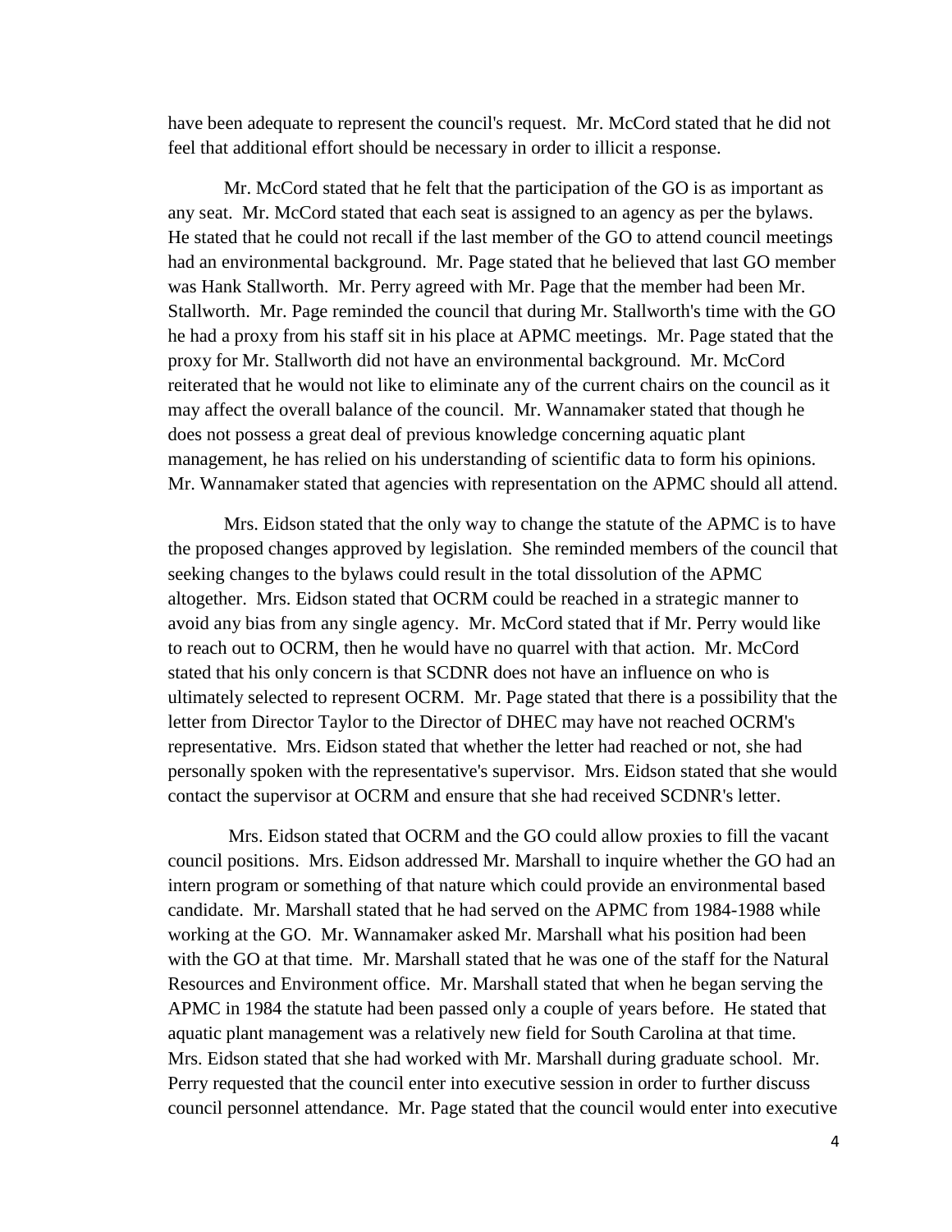have been adequate to represent the council's request. Mr. McCord stated that he did not feel that additional effort should be necessary in order to illicit a response.

Mr. McCord stated that he felt that the participation of the GO is as important as any seat. Mr. McCord stated that each seat is assigned to an agency as per the bylaws. He stated that he could not recall if the last member of the GO to attend council meetings had an environmental background. Mr. Page stated that he believed that last GO member was Hank Stallworth. Mr. Perry agreed with Mr. Page that the member had been Mr. Stallworth. Mr. Page reminded the council that during Mr. Stallworth's time with the GO he had a proxy from his staff sit in his place at APMC meetings. Mr. Page stated that the proxy for Mr. Stallworth did not have an environmental background. Mr. McCord reiterated that he would not like to eliminate any of the current chairs on the council as it may affect the overall balance of the council. Mr. Wannamaker stated that though he does not possess a great deal of previous knowledge concerning aquatic plant management, he has relied on his understanding of scientific data to form his opinions. Mr. Wannamaker stated that agencies with representation on the APMC should all attend.

Mrs. Eidson stated that the only way to change the statute of the APMC is to have the proposed changes approved by legislation. She reminded members of the council that seeking changes to the bylaws could result in the total dissolution of the APMC altogether. Mrs. Eidson stated that OCRM could be reached in a strategic manner to avoid any bias from any single agency. Mr. McCord stated that if Mr. Perry would like to reach out to OCRM, then he would have no quarrel with that action. Mr. McCord stated that his only concern is that SCDNR does not have an influence on who is ultimately selected to represent OCRM. Mr. Page stated that there is a possibility that the letter from Director Taylor to the Director of DHEC may have not reached OCRM's representative. Mrs. Eidson stated that whether the letter had reached or not, she had personally spoken with the representative's supervisor. Mrs. Eidson stated that she would contact the supervisor at OCRM and ensure that she had received SCDNR's letter.

Mrs. Eidson stated that OCRM and the GO could allow proxies to fill the vacant council positions. Mrs. Eidson addressed Mr. Marshall to inquire whether the GO had an intern program or something of that nature which could provide an environmental based candidate. Mr. Marshall stated that he had served on the APMC from 1984-1988 while working at the GO. Mr. Wannamaker asked Mr. Marshall what his position had been with the GO at that time. Mr. Marshall stated that he was one of the staff for the Natural Resources and Environment office. Mr. Marshall stated that when he began serving the APMC in 1984 the statute had been passed only a couple of years before. He stated that aquatic plant management was a relatively new field for South Carolina at that time. Mrs. Eidson stated that she had worked with Mr. Marshall during graduate school. Mr. Perry requested that the council enter into executive session in order to further discuss council personnel attendance. Mr. Page stated that the council would enter into executive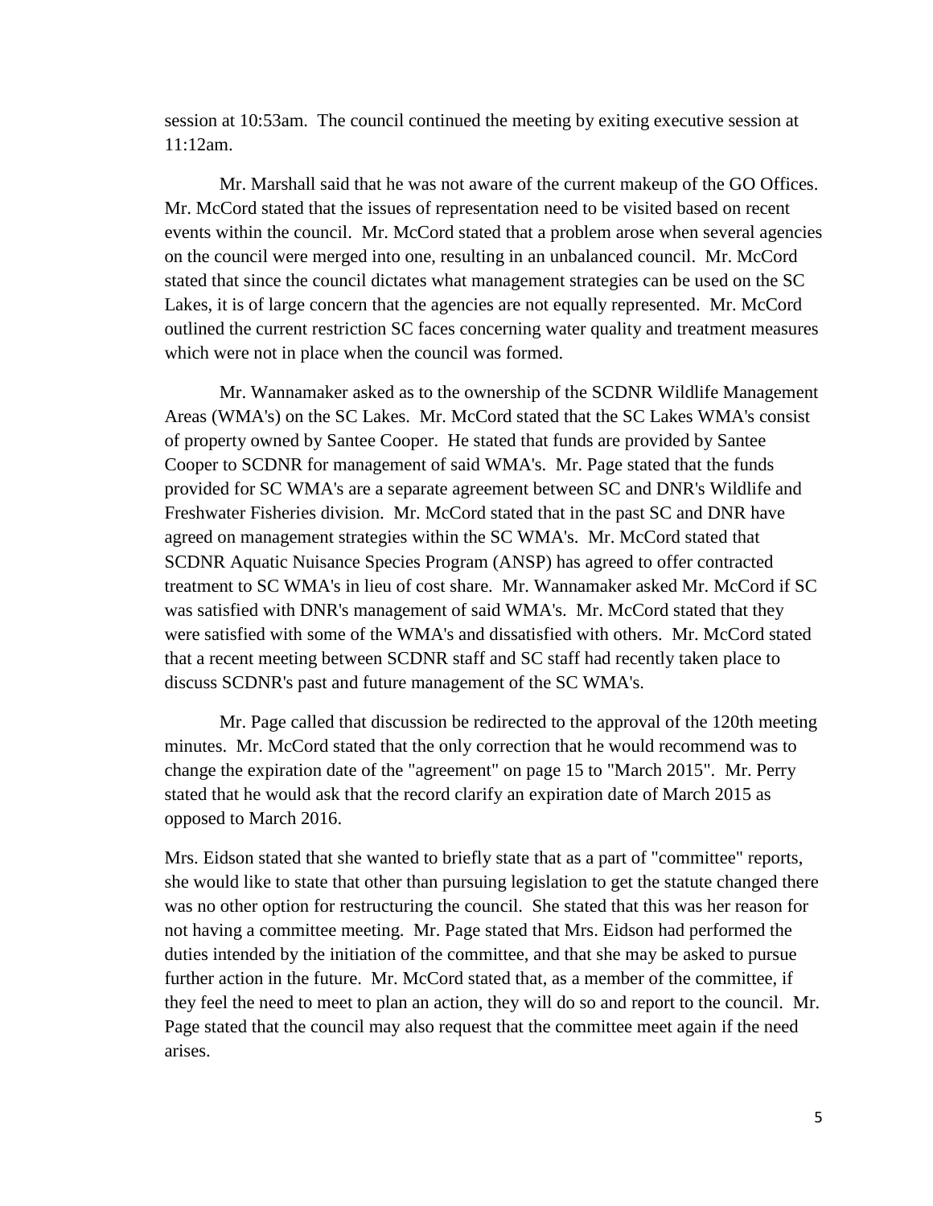session at 10:53am. The council continued the meeting by exiting executive session at 11:12am.

Mr. Marshall said that he was not aware of the current makeup of the GO Offices. Mr. McCord stated that the issues of representation need to be visited based on recent events within the council. Mr. McCord stated that a problem arose when several agencies on the council were merged into one, resulting in an unbalanced council. Mr. McCord stated that since the council dictates what management strategies can be used on the SC Lakes, it is of large concern that the agencies are not equally represented. Mr. McCord outlined the current restriction SC faces concerning water quality and treatment measures which were not in place when the council was formed.

Mr. Wannamaker asked as to the ownership of the SCDNR Wildlife Management Areas (WMA's) on the SC Lakes. Mr. McCord stated that the SC Lakes WMA's consist of property owned by Santee Cooper. He stated that funds are provided by Santee Cooper to SCDNR for management of said WMA's. Mr. Page stated that the funds provided for SC WMA's are a separate agreement between SC and DNR's Wildlife and Freshwater Fisheries division. Mr. McCord stated that in the past SC and DNR have agreed on management strategies within the SC WMA's. Mr. McCord stated that SCDNR Aquatic Nuisance Species Program (ANSP) has agreed to offer contracted treatment to SC WMA's in lieu of cost share. Mr. Wannamaker asked Mr. McCord if SC was satisfied with DNR's management of said WMA's. Mr. McCord stated that they were satisfied with some of the WMA's and dissatisfied with others. Mr. McCord stated that a recent meeting between SCDNR staff and SC staff had recently taken place to discuss SCDNR's past and future management of the SC WMA's.

Mr. Page called that discussion be redirected to the approval of the 120th meeting minutes. Mr. McCord stated that the only correction that he would recommend was to change the expiration date of the "agreement" on page 15 to "March 2015". Mr. Perry stated that he would ask that the record clarify an expiration date of March 2015 as opposed to March 2016.

Mrs. Eidson stated that she wanted to briefly state that as a part of "committee" reports, she would like to state that other than pursuing legislation to get the statute changed there was no other option for restructuring the council. She stated that this was her reason for not having a committee meeting. Mr. Page stated that Mrs. Eidson had performed the duties intended by the initiation of the committee, and that she may be asked to pursue further action in the future. Mr. McCord stated that, as a member of the committee, if they feel the need to meet to plan an action, they will do so and report to the council. Mr. Page stated that the council may also request that the committee meet again if the need arises.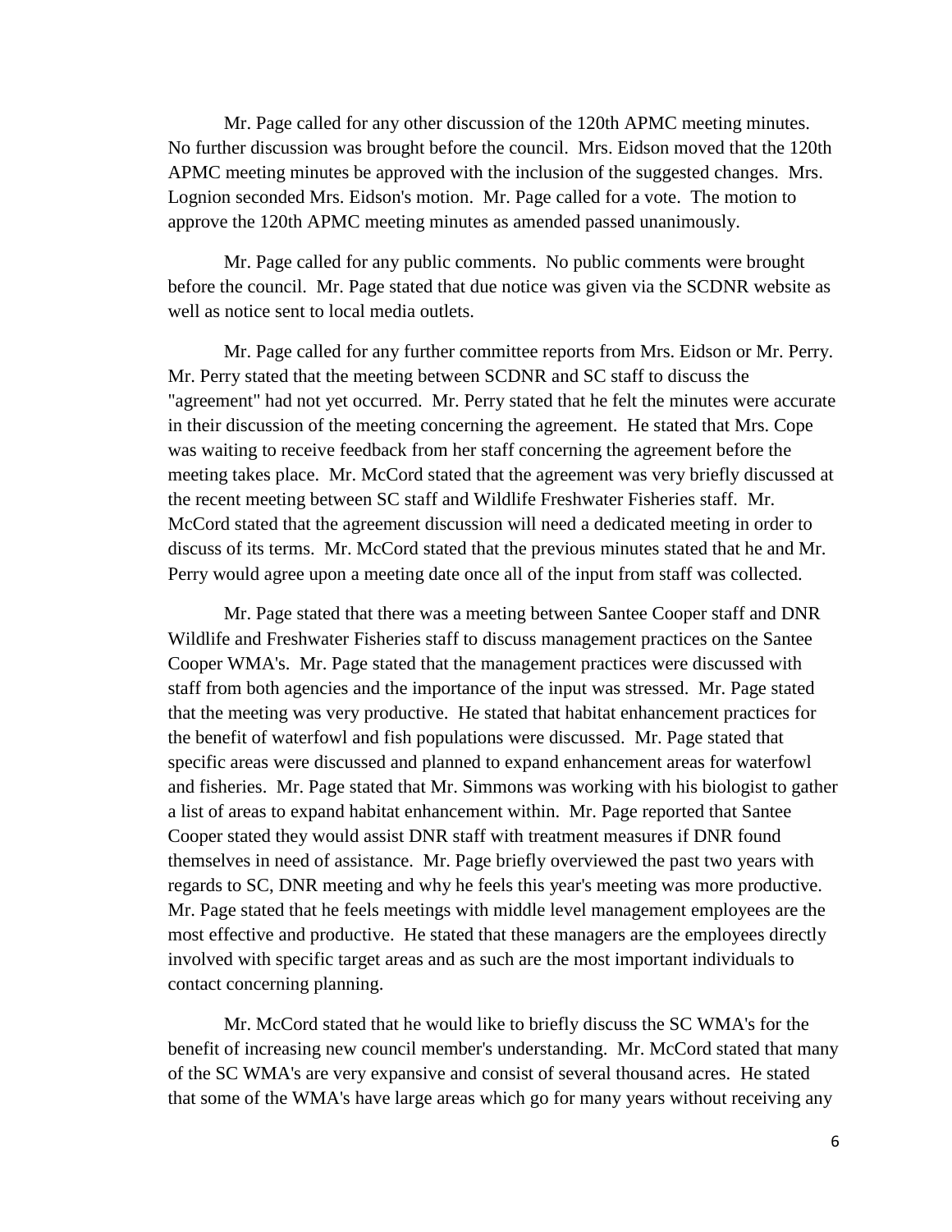Mr. Page called for any other discussion of the 120th APMC meeting minutes. No further discussion was brought before the council. Mrs. Eidson moved that the 120th APMC meeting minutes be approved with the inclusion of the suggested changes. Mrs. Lognion seconded Mrs. Eidson's motion. Mr. Page called for a vote. The motion to approve the 120th APMC meeting minutes as amended passed unanimously.

Mr. Page called for any public comments. No public comments were brought before the council. Mr. Page stated that due notice was given via the SCDNR website as well as notice sent to local media outlets.

Mr. Page called for any further committee reports from Mrs. Eidson or Mr. Perry. Mr. Perry stated that the meeting between SCDNR and SC staff to discuss the "agreement" had not yet occurred. Mr. Perry stated that he felt the minutes were accurate in their discussion of the meeting concerning the agreement. He stated that Mrs. Cope was waiting to receive feedback from her staff concerning the agreement before the meeting takes place. Mr. McCord stated that the agreement was very briefly discussed at the recent meeting between SC staff and Wildlife Freshwater Fisheries staff. Mr. McCord stated that the agreement discussion will need a dedicated meeting in order to discuss of its terms. Mr. McCord stated that the previous minutes stated that he and Mr. Perry would agree upon a meeting date once all of the input from staff was collected.

Mr. Page stated that there was a meeting between Santee Cooper staff and DNR Wildlife and Freshwater Fisheries staff to discuss management practices on the Santee Cooper WMA's. Mr. Page stated that the management practices were discussed with staff from both agencies and the importance of the input was stressed. Mr. Page stated that the meeting was very productive. He stated that habitat enhancement practices for the benefit of waterfowl and fish populations were discussed. Mr. Page stated that specific areas were discussed and planned to expand enhancement areas for waterfowl and fisheries. Mr. Page stated that Mr. Simmons was working with his biologist to gather a list of areas to expand habitat enhancement within. Mr. Page reported that Santee Cooper stated they would assist DNR staff with treatment measures if DNR found themselves in need of assistance. Mr. Page briefly overviewed the past two years with regards to SC, DNR meeting and why he feels this year's meeting was more productive. Mr. Page stated that he feels meetings with middle level management employees are the most effective and productive. He stated that these managers are the employees directly involved with specific target areas and as such are the most important individuals to contact concerning planning.

Mr. McCord stated that he would like to briefly discuss the SC WMA's for the benefit of increasing new council member's understanding. Mr. McCord stated that many of the SC WMA's are very expansive and consist of several thousand acres. He stated that some of the WMA's have large areas which go for many years without receiving any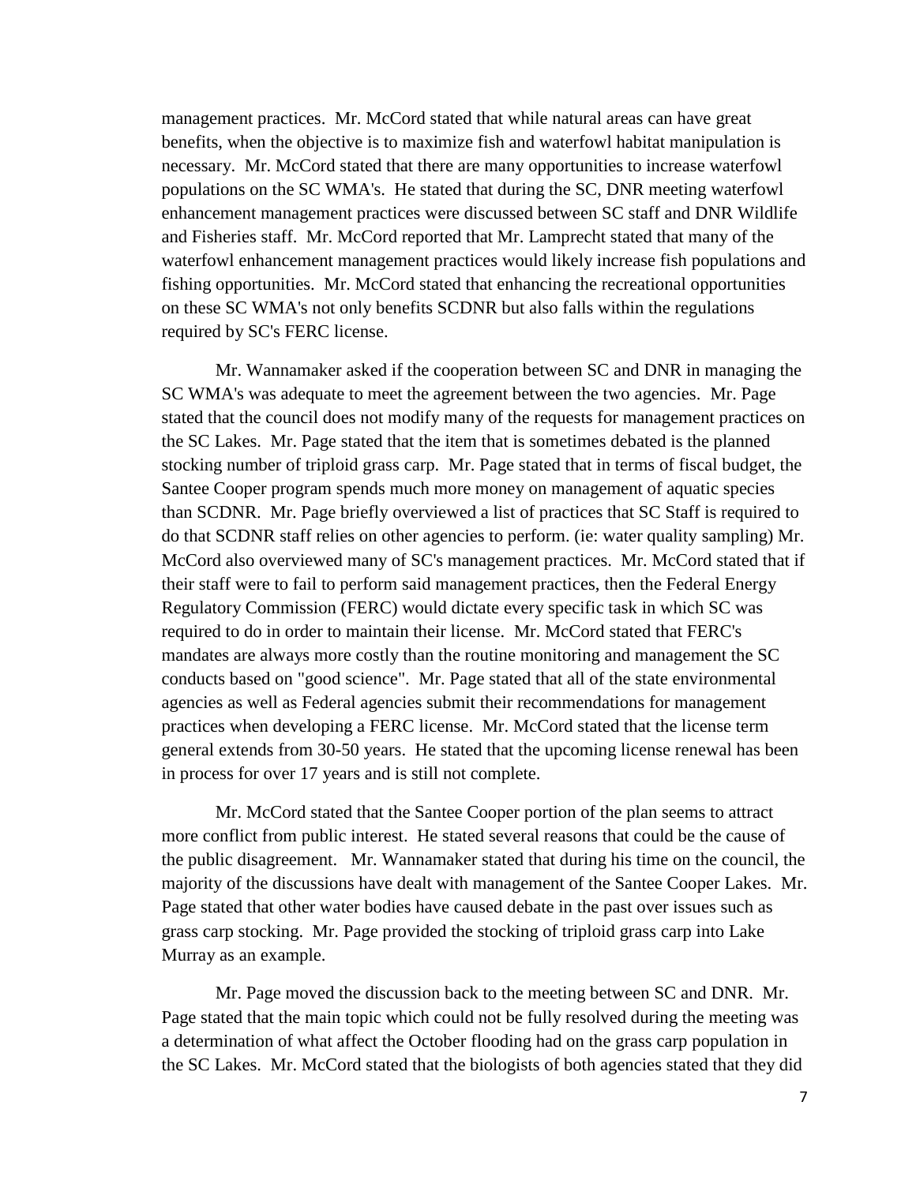management practices. Mr. McCord stated that while natural areas can have great benefits, when the objective is to maximize fish and waterfowl habitat manipulation is necessary. Mr. McCord stated that there are many opportunities to increase waterfowl populations on the SC WMA's. He stated that during the SC, DNR meeting waterfowl enhancement management practices were discussed between SC staff and DNR Wildlife and Fisheries staff. Mr. McCord reported that Mr. Lamprecht stated that many of the waterfowl enhancement management practices would likely increase fish populations and fishing opportunities. Mr. McCord stated that enhancing the recreational opportunities on these SC WMA's not only benefits SCDNR but also falls within the regulations required by SC's FERC license.

Mr. Wannamaker asked if the cooperation between SC and DNR in managing the SC WMA's was adequate to meet the agreement between the two agencies. Mr. Page stated that the council does not modify many of the requests for management practices on the SC Lakes. Mr. Page stated that the item that is sometimes debated is the planned stocking number of triploid grass carp. Mr. Page stated that in terms of fiscal budget, the Santee Cooper program spends much more money on management of aquatic species than SCDNR. Mr. Page briefly overviewed a list of practices that SC Staff is required to do that SCDNR staff relies on other agencies to perform. (ie: water quality sampling) Mr. McCord also overviewed many of SC's management practices. Mr. McCord stated that if their staff were to fail to perform said management practices, then the Federal Energy Regulatory Commission (FERC) would dictate every specific task in which SC was required to do in order to maintain their license. Mr. McCord stated that FERC's mandates are always more costly than the routine monitoring and management the SC conducts based on "good science". Mr. Page stated that all of the state environmental agencies as well as Federal agencies submit their recommendations for management practices when developing a FERC license. Mr. McCord stated that the license term general extends from 30-50 years. He stated that the upcoming license renewal has been in process for over 17 years and is still not complete.

Mr. McCord stated that the Santee Cooper portion of the plan seems to attract more conflict from public interest. He stated several reasons that could be the cause of the public disagreement. Mr. Wannamaker stated that during his time on the council, the majority of the discussions have dealt with management of the Santee Cooper Lakes. Mr. Page stated that other water bodies have caused debate in the past over issues such as grass carp stocking. Mr. Page provided the stocking of triploid grass carp into Lake Murray as an example.

Mr. Page moved the discussion back to the meeting between SC and DNR. Mr. Page stated that the main topic which could not be fully resolved during the meeting was a determination of what affect the October flooding had on the grass carp population in the SC Lakes. Mr. McCord stated that the biologists of both agencies stated that they did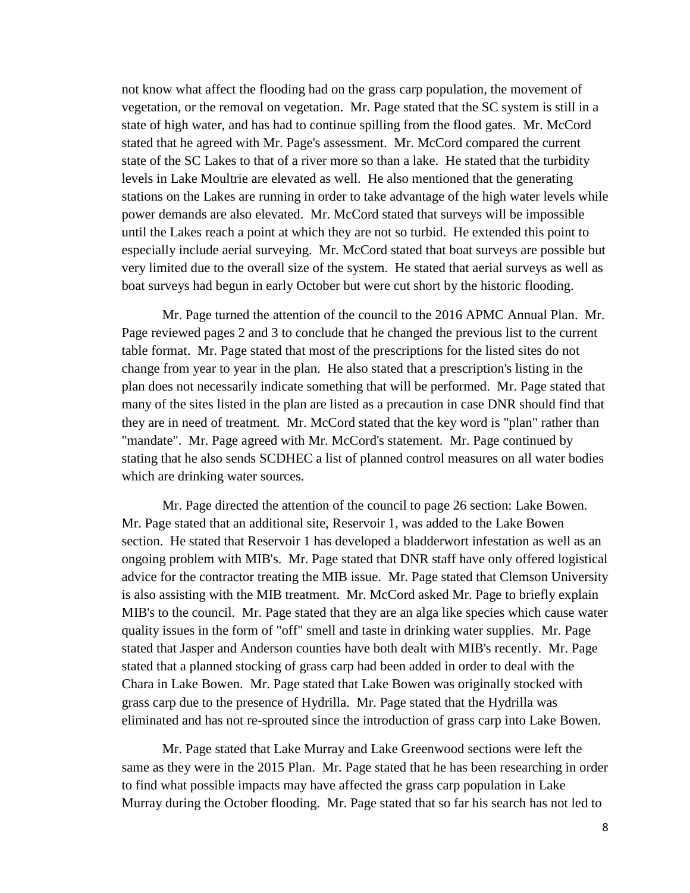not know what affect the flooding had on the grass carp population, the movement of vegetation, or the removal on vegetation. Mr. Page stated that the SC system is still in a state of high water, and has had to continue spilling from the flood gates. Mr. McCord stated that he agreed with Mr. Page's assessment. Mr. McCord compared the current state of the SC Lakes to that of a river more so than a lake. He stated that the turbidity levels in Lake Moultrie are elevated as well. He also mentioned that the generating stations on the Lakes are running in order to take advantage of the high water levels while power demands are also elevated. Mr. McCord stated that surveys will be impossible until the Lakes reach a point at which they are not so turbid. He extended this point to especially include aerial surveying. Mr. McCord stated that boat surveys are possible but very limited due to the overall size of the system. He stated that aerial surveys as well as boat surveys had begun in early October but were cut short by the historic flooding.

Mr. Page turned the attention of the council to the 2016 APMC Annual Plan. Mr. Page reviewed pages 2 and 3 to conclude that he changed the previous list to the current table format. Mr. Page stated that most of the prescriptions for the listed sites do not change from year to year in the plan. He also stated that a prescription's listing in the plan does not necessarily indicate something that will be performed. Mr. Page stated that many of the sites listed in the plan are listed as a precaution in case DNR should find that they are in need of treatment. Mr. McCord stated that the key word is "plan" rather than "mandate". Mr. Page agreed with Mr. McCord's statement. Mr. Page continued by stating that he also sends SCDHEC a list of planned control measures on all water bodies which are drinking water sources.

Mr. Page directed the attention of the council to page 26 section: Lake Bowen. Mr. Page stated that an additional site, Reservoir 1, was added to the Lake Bowen section. He stated that Reservoir 1 has developed a bladderwort infestation as well as an ongoing problem with MIB's. Mr. Page stated that DNR staff have only offered logistical advice for the contractor treating the MIB issue. Mr. Page stated that Clemson University is also assisting with the MIB treatment. Mr. McCord asked Mr. Page to briefly explain MIB's to the council. Mr. Page stated that they are an alga like species which cause water quality issues in the form of "off" smell and taste in drinking water supplies. Mr. Page stated that Jasper and Anderson counties have both dealt with MIB's recently. Mr. Page stated that a planned stocking of grass carp had been added in order to deal with the Chara in Lake Bowen. Mr. Page stated that Lake Bowen was originally stocked with grass carp due to the presence of Hydrilla. Mr. Page stated that the Hydrilla was eliminated and has not re-sprouted since the introduction of grass carp into Lake Bowen.

Mr. Page stated that Lake Murray and Lake Greenwood sections were left the same as they were in the 2015 Plan. Mr. Page stated that he has been researching in order to find what possible impacts may have affected the grass carp population in Lake Murray during the October flooding. Mr. Page stated that so far his search has not led to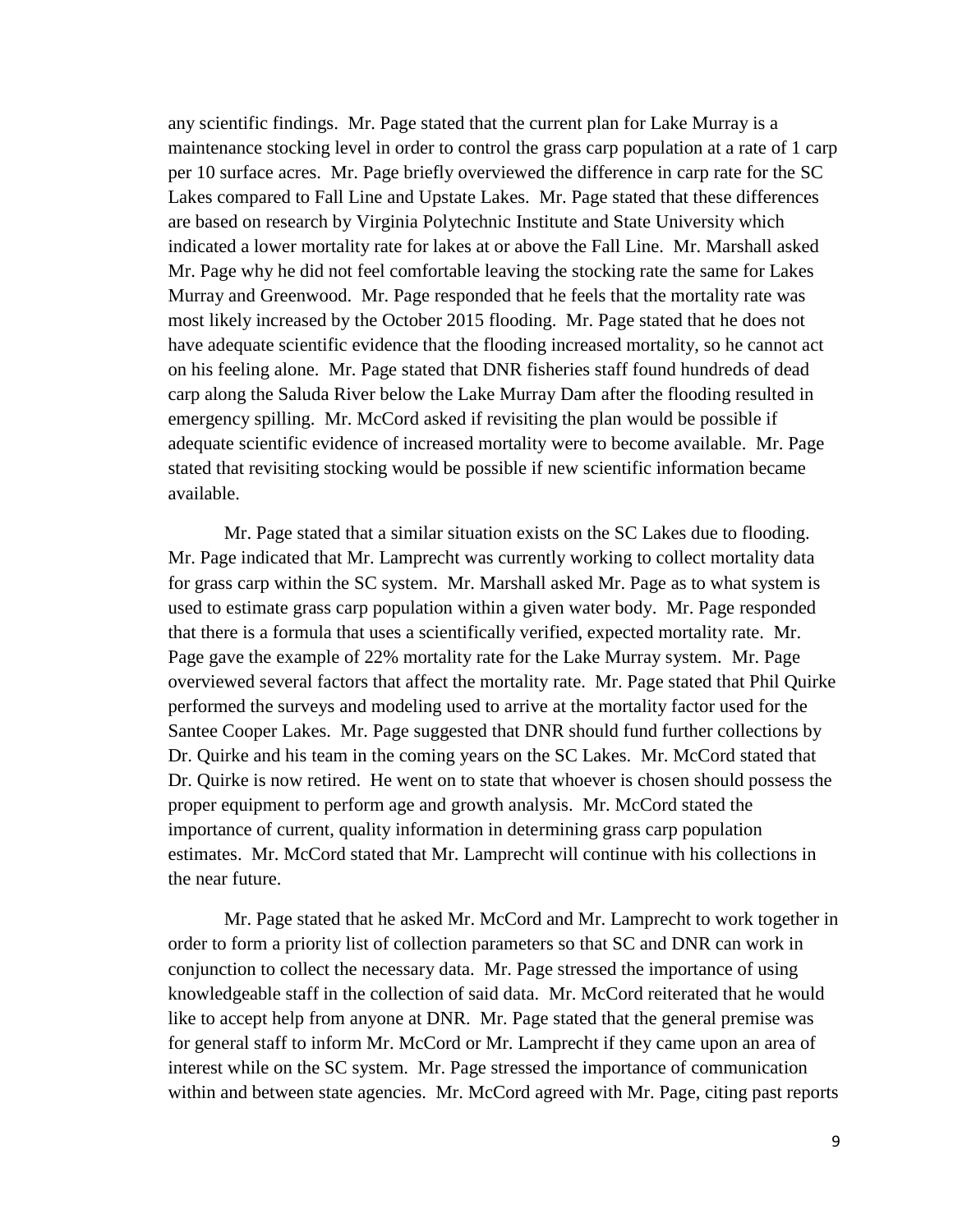any scientific findings. Mr. Page stated that the current plan for Lake Murray is a maintenance stocking level in order to control the grass carp population at a rate of 1 carp per 10 surface acres. Mr. Page briefly overviewed the difference in carp rate for the SC Lakes compared to Fall Line and Upstate Lakes. Mr. Page stated that these differences are based on research by Virginia Polytechnic Institute and State University which indicated a lower mortality rate for lakes at or above the Fall Line. Mr. Marshall asked Mr. Page why he did not feel comfortable leaving the stocking rate the same for Lakes Murray and Greenwood. Mr. Page responded that he feels that the mortality rate was most likely increased by the October 2015 flooding. Mr. Page stated that he does not have adequate scientific evidence that the flooding increased mortality, so he cannot act on his feeling alone. Mr. Page stated that DNR fisheries staff found hundreds of dead carp along the Saluda River below the Lake Murray Dam after the flooding resulted in emergency spilling. Mr. McCord asked if revisiting the plan would be possible if adequate scientific evidence of increased mortality were to become available. Mr. Page stated that revisiting stocking would be possible if new scientific information became available.

Mr. Page stated that a similar situation exists on the SC Lakes due to flooding. Mr. Page indicated that Mr. Lamprecht was currently working to collect mortality data for grass carp within the SC system. Mr. Marshall asked Mr. Page as to what system is used to estimate grass carp population within a given water body. Mr. Page responded that there is a formula that uses a scientifically verified, expected mortality rate. Mr. Page gave the example of 22% mortality rate for the Lake Murray system. Mr. Page overviewed several factors that affect the mortality rate. Mr. Page stated that Phil Quirke performed the surveys and modeling used to arrive at the mortality factor used for the Santee Cooper Lakes. Mr. Page suggested that DNR should fund further collections by Dr. Quirke and his team in the coming years on the SC Lakes. Mr. McCord stated that Dr. Quirke is now retired. He went on to state that whoever is chosen should possess the proper equipment to perform age and growth analysis. Mr. McCord stated the importance of current, quality information in determining grass carp population estimates. Mr. McCord stated that Mr. Lamprecht will continue with his collections in the near future.

Mr. Page stated that he asked Mr. McCord and Mr. Lamprecht to work together in order to form a priority list of collection parameters so that SC and DNR can work in conjunction to collect the necessary data. Mr. Page stressed the importance of using knowledgeable staff in the collection of said data. Mr. McCord reiterated that he would like to accept help from anyone at DNR. Mr. Page stated that the general premise was for general staff to inform Mr. McCord or Mr. Lamprecht if they came upon an area of interest while on the SC system. Mr. Page stressed the importance of communication within and between state agencies. Mr. McCord agreed with Mr. Page, citing past reports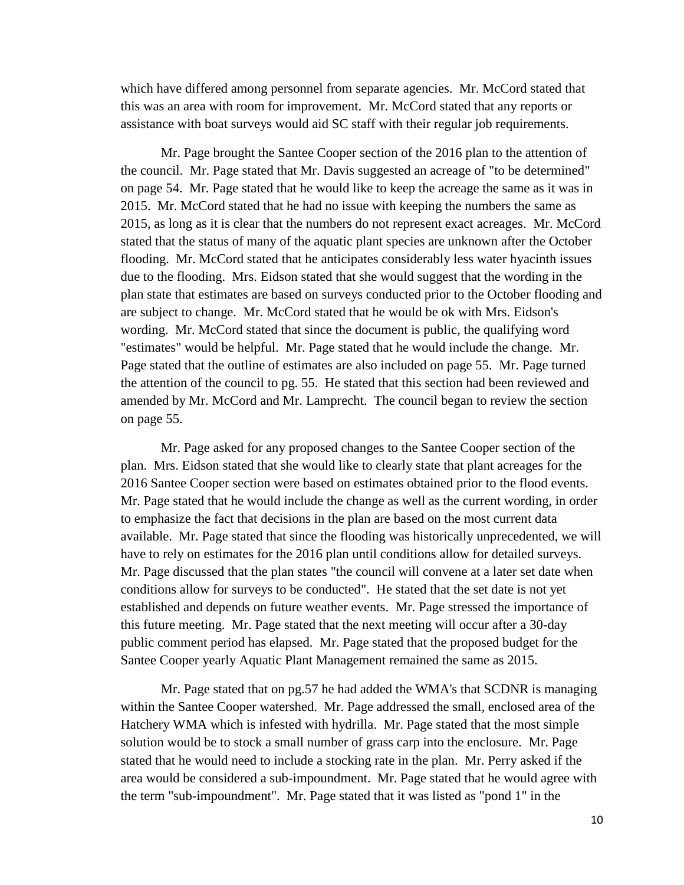which have differed among personnel from separate agencies. Mr. McCord stated that this was an area with room for improvement. Mr. McCord stated that any reports or assistance with boat surveys would aid SC staff with their regular job requirements.

Mr. Page brought the Santee Cooper section of the 2016 plan to the attention of the council. Mr. Page stated that Mr. Davis suggested an acreage of "to be determined" on page 54. Mr. Page stated that he would like to keep the acreage the same as it was in 2015. Mr. McCord stated that he had no issue with keeping the numbers the same as 2015, as long as it is clear that the numbers do not represent exact acreages. Mr. McCord stated that the status of many of the aquatic plant species are unknown after the October flooding. Mr. McCord stated that he anticipates considerably less water hyacinth issues due to the flooding. Mrs. Eidson stated that she would suggest that the wording in the plan state that estimates are based on surveys conducted prior to the October flooding and are subject to change. Mr. McCord stated that he would be ok with Mrs. Eidson's wording. Mr. McCord stated that since the document is public, the qualifying word "estimates" would be helpful. Mr. Page stated that he would include the change. Mr. Page stated that the outline of estimates are also included on page 55. Mr. Page turned the attention of the council to pg. 55. He stated that this section had been reviewed and amended by Mr. McCord and Mr. Lamprecht. The council began to review the section on page 55.

Mr. Page asked for any proposed changes to the Santee Cooper section of the plan. Mrs. Eidson stated that she would like to clearly state that plant acreages for the 2016 Santee Cooper section were based on estimates obtained prior to the flood events. Mr. Page stated that he would include the change as well as the current wording, in order to emphasize the fact that decisions in the plan are based on the most current data available. Mr. Page stated that since the flooding was historically unprecedented, we will have to rely on estimates for the 2016 plan until conditions allow for detailed surveys. Mr. Page discussed that the plan states "the council will convene at a later set date when conditions allow for surveys to be conducted". He stated that the set date is not yet established and depends on future weather events. Mr. Page stressed the importance of this future meeting. Mr. Page stated that the next meeting will occur after a 30-day public comment period has elapsed. Mr. Page stated that the proposed budget for the Santee Cooper yearly Aquatic Plant Management remained the same as 2015.

Mr. Page stated that on pg.57 he had added the WMA's that SCDNR is managing within the Santee Cooper watershed. Mr. Page addressed the small, enclosed area of the Hatchery WMA which is infested with hydrilla. Mr. Page stated that the most simple solution would be to stock a small number of grass carp into the enclosure. Mr. Page stated that he would need to include a stocking rate in the plan. Mr. Perry asked if the area would be considered a sub-impoundment. Mr. Page stated that he would agree with the term "sub-impoundment". Mr. Page stated that it was listed as "pond 1" in the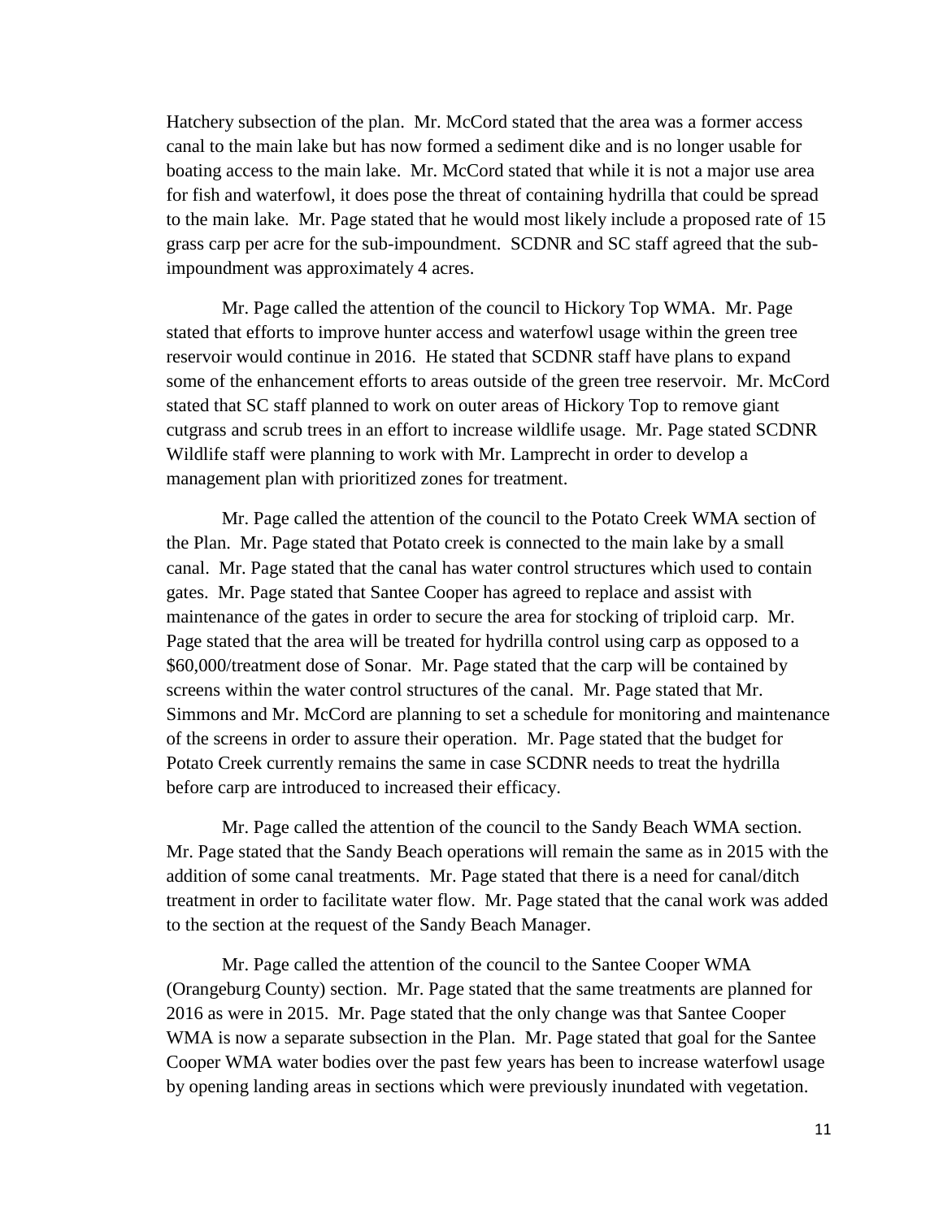Hatchery subsection of the plan. Mr. McCord stated that the area was a former access canal to the main lake but has now formed a sediment dike and is no longer usable for boating access to the main lake. Mr. McCord stated that while it is not a major use area for fish and waterfowl, it does pose the threat of containing hydrilla that could be spread to the main lake. Mr. Page stated that he would most likely include a proposed rate of 15 grass carp per acre for the sub-impoundment. SCDNR and SC staff agreed that the sub-impoundment was approximately 4 acres.

Mr. Page called the attention of the council to Hickory Top WMA. Mr. Page stated that efforts to improve hunter access and waterfowl usage within the green tree reservoir would continue in 2016. He stated that SCDNR staff have plans to expand some of the enhancement efforts to areas outside of the green tree reservoir. Mr. McCord stated that SC staff planned to work on outer areas of Hickory Top to remove giant cutgrass and scrub trees in an effort to increase wildlife usage. Mr. Page stated SCDNR Wildlife staff were planning to work with Mr. Lamprecht in order to develop a management plan with prioritized zones for treatment.

Mr. Page called the attention of the council to the Potato Creek WMA section of the Plan. Mr. Page stated that Potato creek is connected to the main lake by a small canal. Mr. Page stated that the canal has water control structures which used to contain gates. Mr. Page stated that Santee Cooper has agreed to replace and assist with maintenance of the gates in order to secure the area for stocking of triploid carp. Mr. Page stated that the area will be treated for hydrilla control using carp as opposed to a \$60,000/treatment dose of Sonar. Mr. Page stated that the carp will be contained by screens within the water control structures of the canal. Mr. Page stated that Mr. Simmons and Mr. McCord are planning to set a schedule for monitoring and maintenance of the screens in order to assure their operation. Mr. Page stated that the budget for Potato Creek currently remains the same in case SCDNR needs to treat the hydrilla before carp are introduced to increased their efficacy.

Mr. Page called the attention of the council to the Sandy Beach WMA section. Mr. Page stated that the Sandy Beach operations will remain the same as in 2015 with the addition of some canal treatments. Mr. Page stated that there is a need for canal/ditch treatment in order to facilitate water flow. Mr. Page stated that the canal work was added to the section at the request of the Sandy Beach Manager.

Mr. Page called the attention of the council to the Santee Cooper WMA (Orangeburg County) section. Mr. Page stated that the same treatments are planned for 2016 as were in 2015. Mr. Page stated that the only change was that Santee Cooper WMA is now a separate subsection in the Plan. Mr. Page stated that goal for the Santee Cooper WMA water bodies over the past few years has been to increase waterfowl usage by opening landing areas in sections which were previously inundated with vegetation.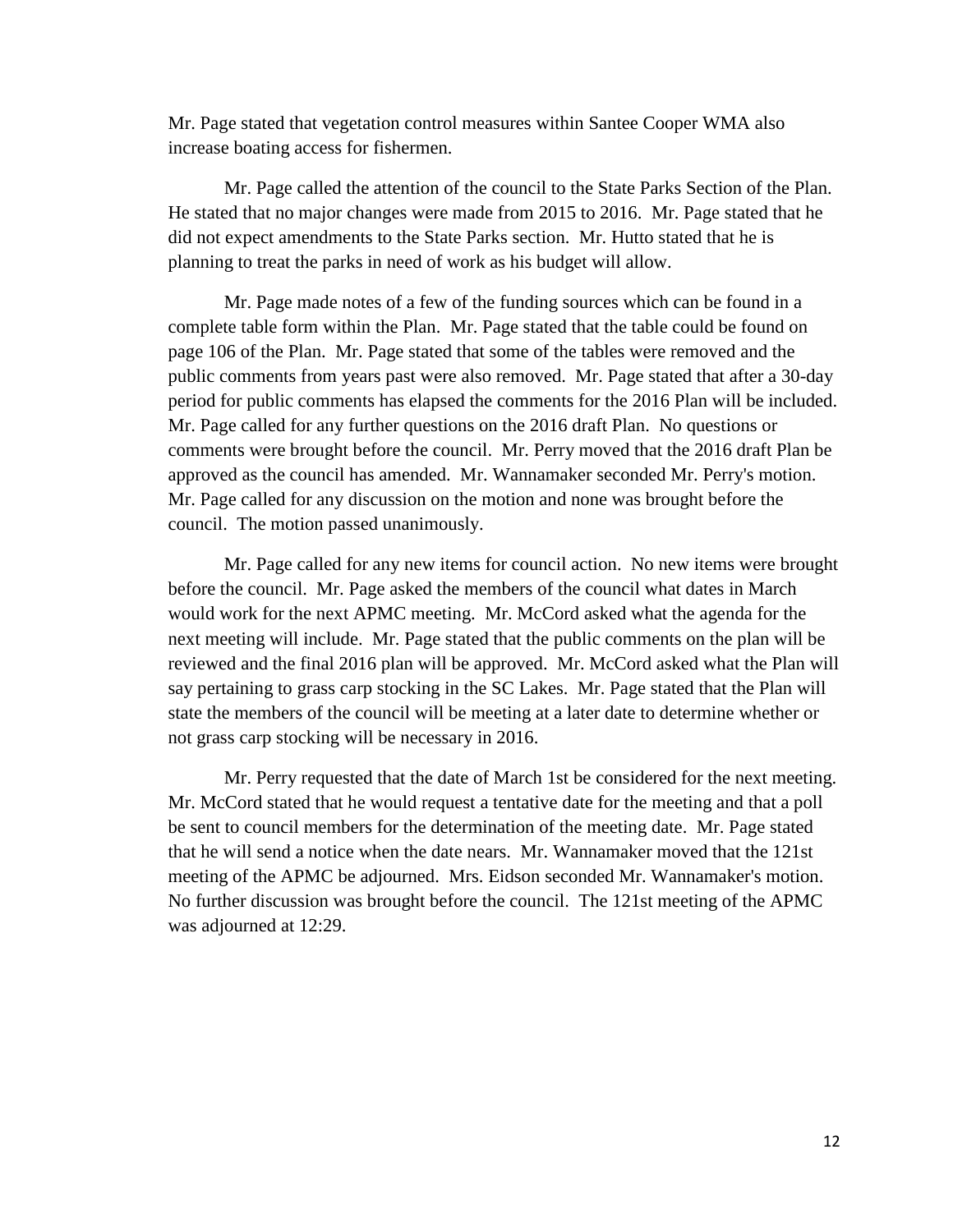Mr. Page stated that vegetation control measures within Santee Cooper WMA also increase boating access for fishermen.

Mr. Page called the attention of the council to the State Parks Section of the Plan. He stated that no major changes were made from 2015 to 2016. Mr. Page stated that he did not expect amendments to the State Parks section. Mr. Hutto stated that he is planning to treat the parks in need of work as his budget will allow.

Mr. Page made notes of a few of the funding sources which can be found in a complete table form within the Plan. Mr. Page stated that the table could be found on page 106 of the Plan. Mr. Page stated that some of the tables were removed and the public comments from years past were also removed. Mr. Page stated that after a 30-day period for public comments has elapsed the comments for the 2016 Plan will be included. Mr. Page called for any further questions on the 2016 draft Plan. No questions or comments were brought before the council. Mr. Perry moved that the 2016 draft Plan be approved as the council has amended. Mr. Wannamaker seconded Mr. Perry's motion. Mr. Page called for any discussion on the motion and none was brought before the council. The motion passed unanimously.

Mr. Page called for any new items for council action. No new items were brought before the council. Mr. Page asked the members of the council what dates in March would work for the next APMC meeting. Mr. McCord asked what the agenda for the next meeting will include. Mr. Page stated that the public comments on the plan will be reviewed and the final 2016 plan will be approved. Mr. McCord asked what the Plan will say pertaining to grass carp stocking in the SC Lakes. Mr. Page stated that the Plan will state the members of the council will be meeting at a later date to determine whether or not grass carp stocking will be necessary in 2016.

Mr. Perry requested that the date of March 1st be considered for the next meeting. Mr. McCord stated that he would request a tentative date for the meeting and that a poll be sent to council members for the determination of the meeting date. Mr. Page stated that he will send a notice when the date nears. Mr. Wannamaker moved that the 121st meeting of the APMC be adjourned. Mrs. Eidson seconded Mr. Wannamaker's motion. No further discussion was brought before the council. The 121st meeting of the APMC was adjourned at 12:29.